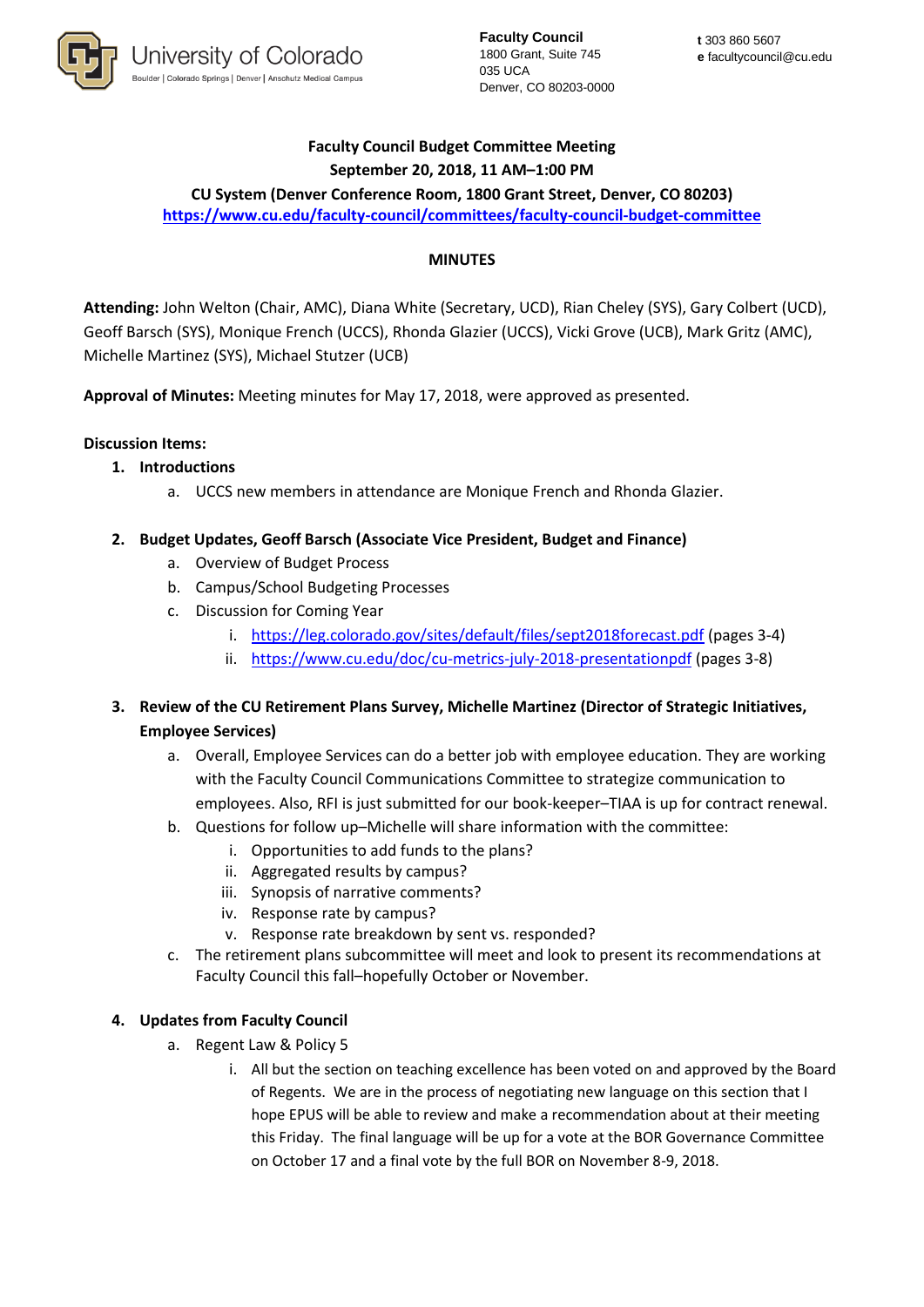University of Colorado
Boulder | Colorado Springs | Denver | Anschutz Medical Campus

**Faculty Council**
1800 Grant, Suite 745
035 UCA
Denver, CO 80203-0000

**t** 303 860 5607
**e** facultycouncil@cu.edu

# Faculty Council Budget Committee Meeting

**September 20, 2018, 11 AM–1:00 PM**

**CU System (Denver Conference Room, 1800 Grant Street, Denver, CO 80203)**

**https://www.cu.edu/faculty-council/committees/faculty-council-budget-committee**

## MINUTES

**Attending:** John Welton (Chair, AMC), Diana White (Secretary, UCD), Rian Cheley (SYS), Gary Colbert (UCD), Geoff Barsch (SYS), Monique French (UCCS), Rhonda Glazier (UCCS), Vicki Grove (UCB), Mark Gritz (AMC), Michelle Martinez (SYS), Michael Stutzer (UCB)

**Approval of Minutes:** Meeting minutes for May 17, 2018, were approved as presented.

**Discussion Items:**

1. **Introductions**
   a. UCCS new members in attendance are Monique French and Rhonda Glazier.

2. **Budget Updates, Geoff Barsch (Associate Vice President, Budget and Finance)**
   a. Overview of Budget Process
   b. Campus/School Budgeting Processes
   c. Discussion for Coming Year
      i. https://leg.colorado.gov/sites/default/files/sept2018forecast.pdf (pages 3-4)
      ii. https://www.cu.edu/doc/cu-metrics-july-2018-presentationpdf (pages 3-8)

3. **Review of the CU Retirement Plans Survey, Michelle Martinez (Director of Strategic Initiatives, Employee Services)**
   a. Overall, Employee Services can do a better job with employee education. They are working with the Faculty Council Communications Committee to strategize communication to employees. Also, RFI is just submitted for our book-keeper–TIAA is up for contract renewal.
   b. Questions for follow up–Michelle will share information with the committee:
      i. Opportunities to add funds to the plans?
      ii. Aggregated results by campus?
      iii. Synopsis of narrative comments?
      iv. Response rate by campus?
      v. Response rate breakdown by sent vs. responded?
   c. The retirement plans subcommittee will meet and look to present its recommendations at Faculty Council this fall–hopefully October or November.

4. **Updates from Faculty Council**
   a. Regent Law & Policy 5
      i. All but the section on teaching excellence has been voted on and approved by the Board of Regents. We are in the process of negotiating new language on this section that I hope EPUS will be able to review and make a recommendation about at their meeting this Friday. The final language will be up for a vote at the BOR Governance Committee on October 17 and a final vote by the full BOR on November 8-9, 2018.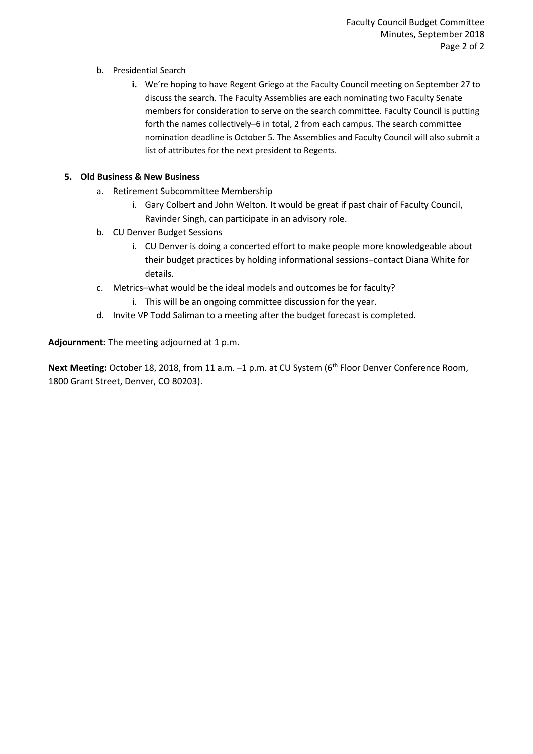b. Presidential Search

   **i.** We're hoping to have Regent Griego at the Faculty Council meeting on September 27 to discuss the search. The Faculty Assemblies are each nominating two Faculty Senate members for consideration to serve on the search committee. Faculty Council is putting forth the names collectively–6 in total, 2 from each campus. The search committee nomination deadline is October 5. The Assemblies and Faculty Council will also submit a list of attributes for the next president to Regents.

**5. Old Business & New Business**

a. Retirement Subcommittee Membership
   i. Gary Colbert and John Welton. It would be great if past chair of Faculty Council, Ravinder Singh, can participate in an advisory role.

b. CU Denver Budget Sessions
   i. CU Denver is doing a concerted effort to make people more knowledgeable about their budget practices by holding informational sessions–contact Diana White for details.

c. Metrics–what would be the ideal models and outcomes be for faculty?
   i. This will be an ongoing committee discussion for the year.

d. Invite VP Todd Saliman to a meeting after the budget forecast is completed.

**Adjournment:** The meeting adjourned at 1 p.m.

**Next Meeting:** October 18, 2018, from 11 a.m. –1 p.m. at CU System (6th Floor Denver Conference Room, 1800 Grant Street, Denver, CO 80203).